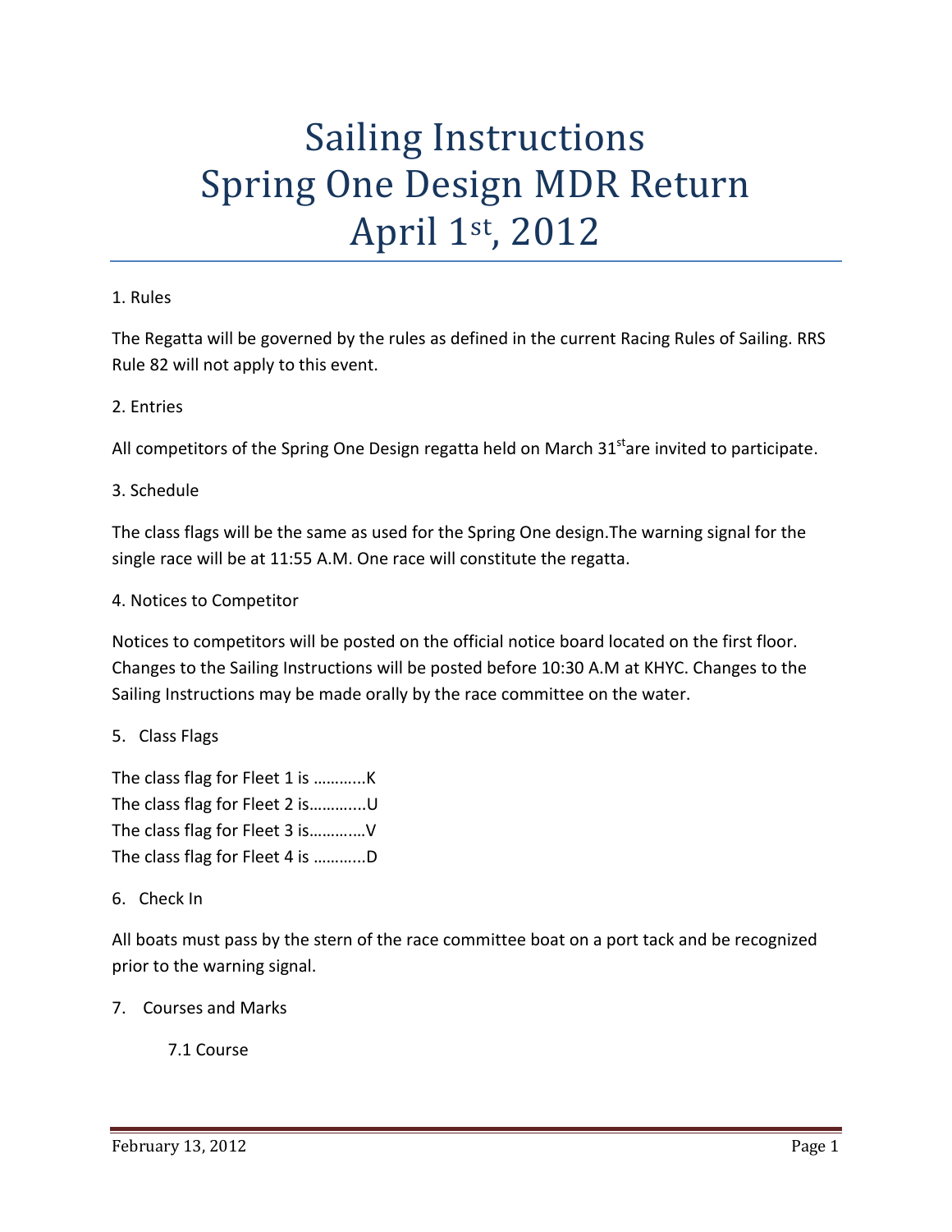# Sailing Instructions
# Spring One Design MDR Return
# April 1st, 2012

1. Rules

The Regatta will be governed by the rules as defined in the current Racing Rules of Sailing. RRS Rule 82 will not apply to this event.

2. Entries

All competitors of the Spring One Design regatta held on March 31starе invited to participate.

3. Schedule

The class flags will be the same as used for the Spring One design.The warning signal for the single race will be at 11:55 A.M. One race will constitute the regatta.

4. Notices to Competitor

Notices to competitors will be posted on the official notice board located on the first floor. Changes to the Sailing Instructions will be posted before 10:30 A.M at KHYC. Changes to the Sailing Instructions may be made orally by the race committee on the water.

5. Class Flags

The class flag for Fleet 1 is ………...K
The class flag for Fleet 2 is………...U
The class flag for Fleet 3 is…………V
The class flag for Fleet 4 is ………...D

6. Check In

All boats must pass by the stern of the race committee boat on a port tack and be recognized prior to the warning signal.

7. Courses and Marks

7.1 Course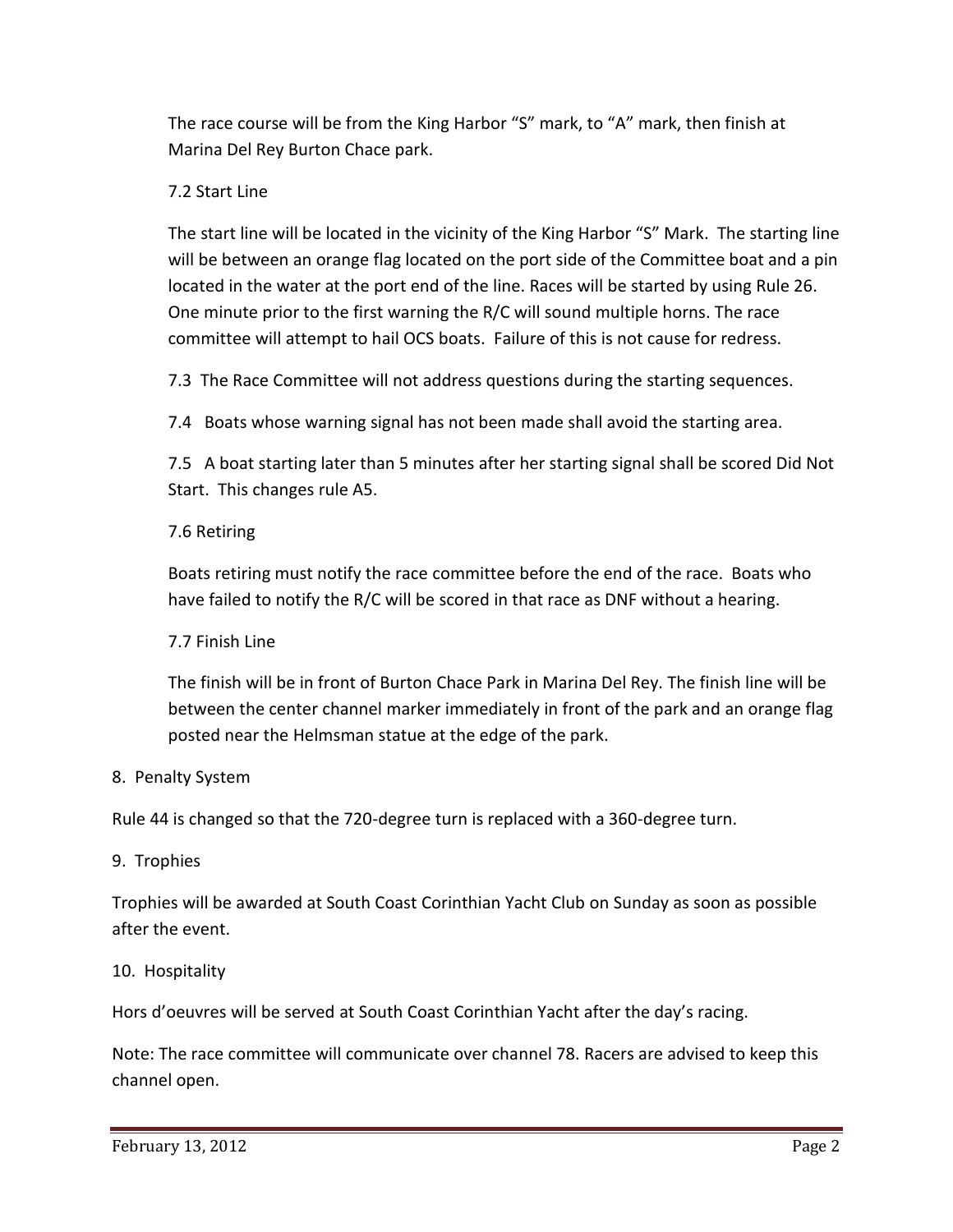The race course will be from the King Harbor "S" mark, to "A" mark, then finish at Marina Del Rey Burton Chace park.

7.2 Start Line

The start line will be located in the vicinity of the King Harbor "S" Mark. The starting line will be between an orange flag located on the port side of the Committee boat and a pin located in the water at the port end of the line. Races will be started by using Rule 26. One minute prior to the first warning the R/C will sound multiple horns. The race committee will attempt to hail OCS boats. Failure of this is not cause for redress.

7.3 The Race Committee will not address questions during the starting sequences.

7.4 Boats whose warning signal has not been made shall avoid the starting area.

7.5 A boat starting later than 5 minutes after her starting signal shall be scored Did Not Start. This changes rule A5.

7.6 Retiring

Boats retiring must notify the race committee before the end of the race. Boats who have failed to notify the R/C will be scored in that race as DNF without a hearing.

7.7 Finish Line

The finish will be in front of Burton Chace Park in Marina Del Rey. The finish line will be between the center channel marker immediately in front of the park and an orange flag posted near the Helmsman statue at the edge of the park.

## 8. Penalty System

Rule 44 is changed so that the 720-degree turn is replaced with a 360-degree turn.

## 9. Trophies

Trophies will be awarded at South Coast Corinthian Yacht Club on Sunday as soon as possible after the event.

## 10. Hospitality

Hors d'oeuvres will be served at South Coast Corinthian Yacht after the day's racing.

Note: The race committee will communicate over channel 78. Racers are advised to keep this channel open.

February 13, 2012